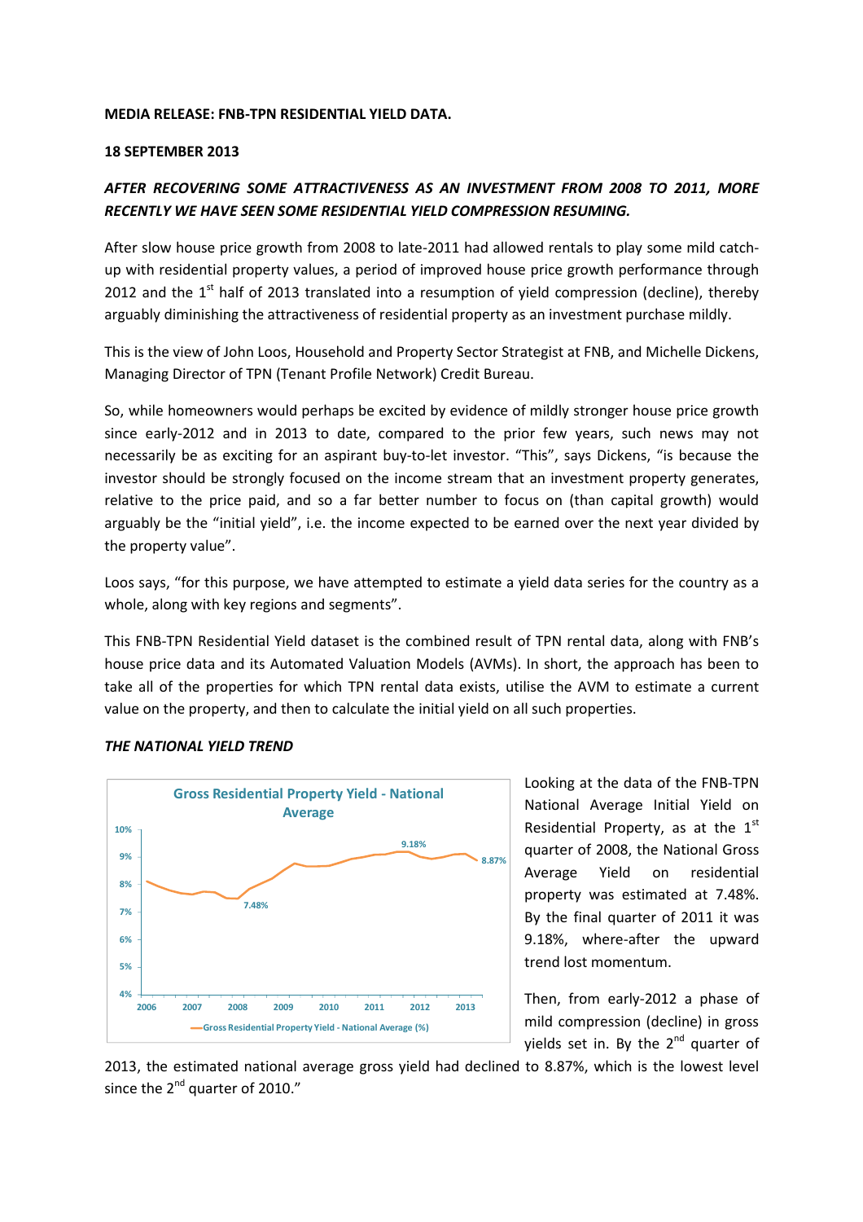**MEDIA RELEASE: FNB-TPN RESIDENTIAL YIELD DATA.**

**18 SEPTEMBER 2013**

***AFTER RECOVERING SOME ATTRACTIVENESS AS AN INVESTMENT FROM 2008 TO 2011, MORE RECENTLY WE HAVE SEEN SOME RESIDENTIAL YIELD COMPRESSION RESUMING.***

After slow house price growth from 2008 to late-2011 had allowed rentals to play some mild catch-up with residential property values, a period of improved house price growth performance through 2012 and the 1st half of 2013 translated into a resumption of yield compression (decline), thereby arguably diminishing the attractiveness of residential property as an investment purchase mildly.

This is the view of John Loos, Household and Property Sector Strategist at FNB, and Michelle Dickens, Managing Director of TPN (Tenant Profile Network) Credit Bureau.

So, while homeowners would perhaps be excited by evidence of mildly stronger house price growth since early-2012 and in 2013 to date, compared to the prior few years, such news may not necessarily be as exciting for an aspirant buy-to-let investor. "This", says Dickens, "is because the investor should be strongly focused on the income stream that an investment property generates, relative to the price paid, and so a far better number to focus on (than capital growth) would arguably be the "initial yield", i.e. the income expected to be earned over the next year divided by the property value".

Loos says, "for this purpose, we have attempted to estimate a yield data series for the country as a whole, along with key regions and segments".

This FNB-TPN Residential Yield dataset is the combined result of TPN rental data, along with FNB's house price data and its Automated Valuation Models (AVMs). In short, the approach has been to take all of the properties for which TPN rental data exists, utilise the AVM to estimate a current value on the property, and then to calculate the initial yield on all such properties.

***THE NATIONAL YIELD TREND***

Gross Residential Property Yield - National Average

Looking at the data of the FNB-TPN National Average Initial Yield on Residential Property, as at the 1st quarter of 2008, the National Gross Average Yield on residential property was estimated at 7.48%. By the final quarter of 2011 it was 9.18%, where-after the upward trend lost momentum.

Then, from early-2012 a phase of mild compression (decline) in gross yields set in. By the 2nd quarter of 2013, the estimated national average gross yield had declined to 8.87%, which is the lowest level since the 2nd quarter of 2010."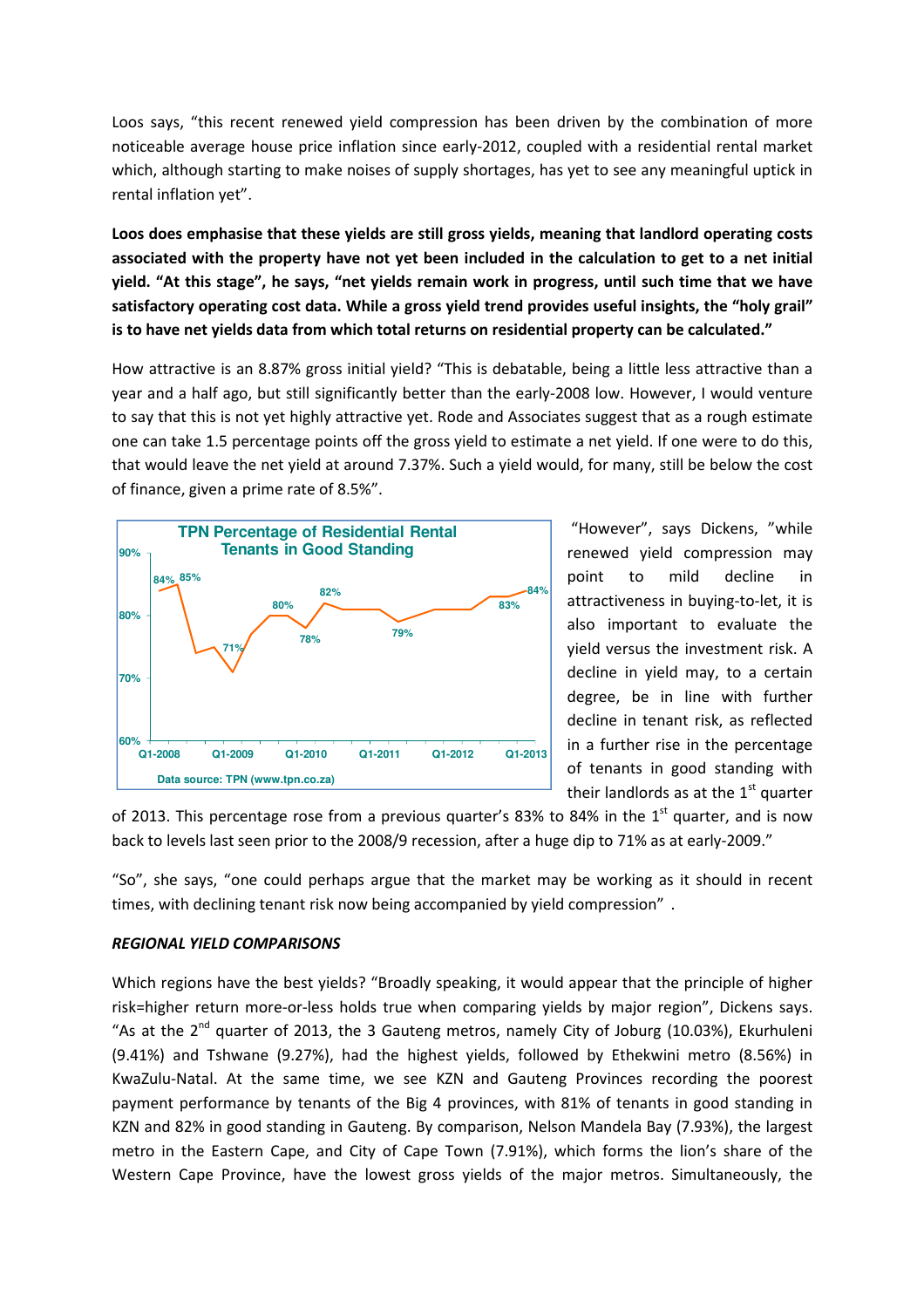Loos says, "this recent renewed yield compression has been driven by the combination of more noticeable average house price inflation since early-2012, coupled with a residential rental market which, although starting to make noises of supply shortages, has yet to see any meaningful uptick in rental inflation yet".

**Loos does emphasise that these yields are still gross yields, meaning that landlord operating costs associated with the property have not yet been included in the calculation to get to a net initial yield. "At this stage", he says, "net yields remain work in progress, until such time that we have satisfactory operating cost data. While a gross yield trend provides useful insights, the "holy grail" is to have net yields data from which total returns on residential property can be calculated."**

How attractive is an 8.87% gross initial yield? "This is debatable, being a little less attractive than a year and a half ago, but still significantly better than the early-2008 low. However, I would venture to say that this is not yet highly attractive yet. Rode and Associates suggest that as a rough estimate one can take 1.5 percentage points off the gross yield to estimate a net yield. If one were to do this, that would leave the net yield at around 7.37%. Such a yield would, for many, still be below the cost of finance, given a prime rate of 8.5%".

"However", says Dickens, "while renewed yield compression may point to mild decline in attractiveness in buying-to-let, it is also important to evaluate the yield versus the investment risk. A decline in yield may, to a certain degree, be in line with further decline in tenant risk, as reflected in a further rise in the percentage of tenants in good standing with their landlords as at the 1st quarter of 2013. This percentage rose from a previous quarter's 83% to 84% in the 1st quarter, and is now back to levels last seen prior to the 2008/9 recession, after a huge dip to 71% as at early-2009."

"So", she says, "one could perhaps argue that the market may be working as it should in recent times, with declining tenant risk now being accompanied by yield compression" .

***REGIONAL YIELD COMPARISONS***

Which regions have the best yields? "Broadly speaking, it would appear that the principle of higher risk=higher return more-or-less holds true when comparing yields by major region", Dickens says. "As at the 2nd quarter of 2013, the 3 Gauteng metros, namely City of Joburg (10.03%), Ekurhuleni (9.41%) and Tshwane (9.27%), had the highest yields, followed by Ethekwini metro (8.56%) in KwaZulu-Natal. At the same time, we see KZN and Gauteng Provinces recording the poorest payment performance by tenants of the Big 4 provinces, with 81% of tenants in good standing in KZN and 82% in good standing in Gauteng. By comparison, Nelson Mandela Bay (7.93%), the largest metro in the Eastern Cape, and City of Cape Town (7.91%), which forms the lion's share of the Western Cape Province, have the lowest gross yields of the major metros. Simultaneously, the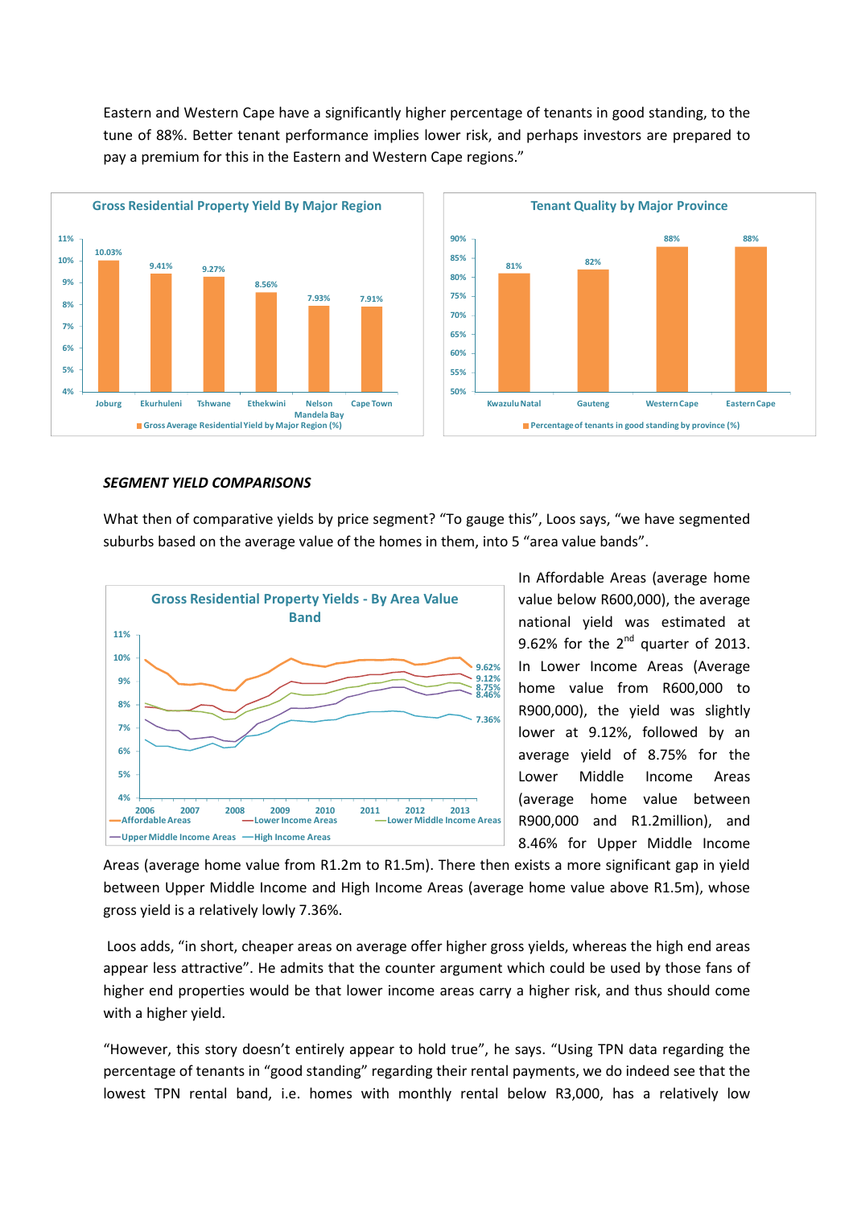Eastern and Western Cape have a significantly higher percentage of tenants in good standing, to the tune of 88%. Better tenant performance implies lower risk, and perhaps investors are prepared to pay a premium for this in the Eastern and Western Cape regions."

**Gross Residential Property Yield By Major Region**

| Region | Gross Average Residential Yield by Major Region (%) |
|---|---|
| Joburg | 10.03% |
| Ekurhuleni | 9.41% |
| Tshwane | 9.27% |
| Ethekwini | 8.56% |
| Nelson Mandela Bay | 7.93% |
| Cape Town | 7.91% |

**Tenant Quality by Major Province**

| Province | Percentage of tenants in good standing by province (%) |
|---|---|
| Kwazulu Natal | 81% |
| Gauteng | 82% |
| Western Cape | 88% |
| Eastern Cape | 88% |

***SEGMENT YIELD COMPARISONS***

What then of comparative yields by price segment? "To gauge this", Loos says, "we have segmented suburbs based on the average value of the homes in them, into 5 "area value bands".

**Gross Residential Property Yields - By Area Value Band**

(Series: Affordable Areas 9.62%; Lower Income Areas 9.12%; Lower Middle Income Areas 8.75%; Upper Middle Income Areas 8.46%; High Income Areas 7.36%; 2006–2013)

In Affordable Areas (average home value below R600,000), the average national yield was estimated at 9.62% for the 2nd quarter of 2013. In Lower Income Areas (Average home value from R600,000 to R900,000), the yield was slightly lower at 9.12%, followed by an average yield of 8.75% for the Lower Middle Income Areas (average home value between R900,000 and R1.2million), and 8.46% for Upper Middle Income Areas (average home value from R1.2m to R1.5m). There then exists a more significant gap in yield between Upper Middle Income and High Income Areas (average home value above R1.5m), whose gross yield is a relatively lowly 7.36%.

Loos adds, "in short, cheaper areas on average offer higher gross yields, whereas the high end areas appear less attractive". He admits that the counter argument which could be used by those fans of higher end properties would be that lower income areas carry a higher risk, and thus should come with a higher yield.

"However, this story doesn't entirely appear to hold true", he says. "Using TPN data regarding the percentage of tenants in "good standing" regarding their rental payments, we do indeed see that the lowest TPN rental band, i.e. homes with monthly rental below R3,000, has a relatively low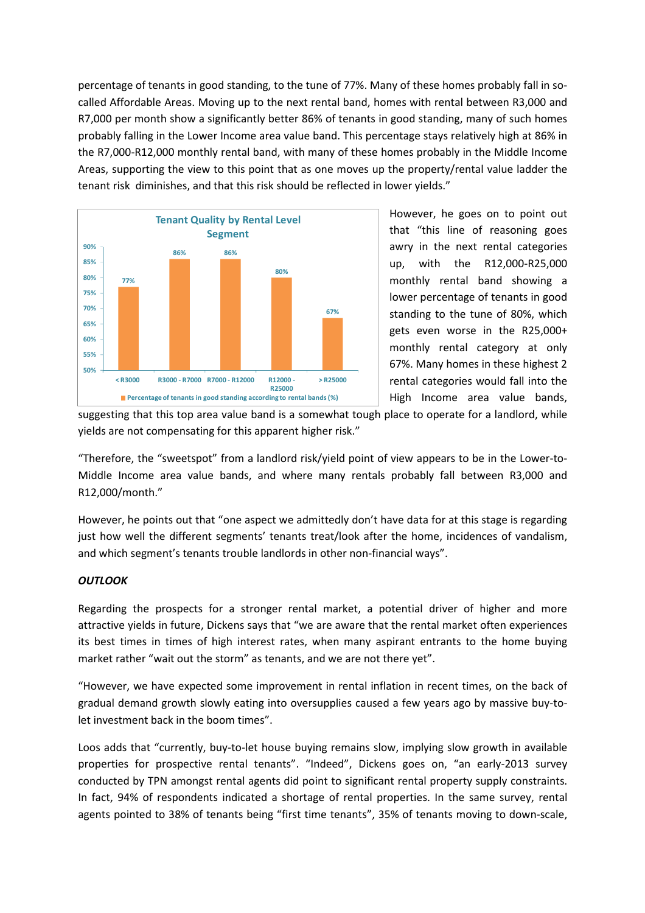percentage of tenants in good standing, to the tune of 77%. Many of these homes probably fall in so-called Affordable Areas. Moving up to the next rental band, homes with rental between R3,000 and R7,000 per month show a significantly better 86% of tenants in good standing, many of such homes probably falling in the Lower Income area value band. This percentage stays relatively high at 86% in the R7,000-R12,000 monthly rental band, with many of these homes probably in the Middle Income Areas, supporting the view to this point that as one moves up the property/rental value ladder the tenant risk diminishes, and that this risk should be reflected in lower yields."

**Tenant Quality by Rental Level Segment**

| Rental band | Percentage of tenants in good standing according to rental bands (%) |
|---|---|
| < R3000 | 77% |
| R3000 - R7000 | 86% |
| R7000 - R12000 | 86% |
| R12000 - R25000 | 80% |
| > R25000 | 67% |

However, he goes on to point out that "this line of reasoning goes awry in the next rental categories up, with the R12,000-R25,000 monthly rental band showing a lower percentage of tenants in good standing to the tune of 80%, which gets even worse in the R25,000+ monthly rental category at only 67%. Many homes in these highest 2 rental categories would fall into the High Income area value bands, suggesting that this top area value band is a somewhat tough place to operate for a landlord, while yields are not compensating for this apparent higher risk."

"Therefore, the "sweetspot" from a landlord risk/yield point of view appears to be in the Lower-to-Middle Income area value bands, and where many rentals probably fall between R3,000 and R12,000/month."

However, he points out that "one aspect we admittedly don't have data for at this stage is regarding just how well the different segments' tenants treat/look after the home, incidences of vandalism, and which segment's tenants trouble landlords in other non-financial ways".

***OUTLOOK***

Regarding the prospects for a stronger rental market, a potential driver of higher and more attractive yields in future, Dickens says that "we are aware that the rental market often experiences its best times in times of high interest rates, when many aspirant entrants to the home buying market rather "wait out the storm" as tenants, and we are not there yet".

"However, we have expected some improvement in rental inflation in recent times, on the back of gradual demand growth slowly eating into oversupplies caused a few years ago by massive buy-to-let investment back in the boom times".

Loos adds that "currently, buy-to-let house buying remains slow, implying slow growth in available properties for prospective rental tenants". "Indeed", Dickens goes on, "an early-2013 survey conducted by TPN amongst rental agents did point to significant rental property supply constraints. In fact, 94% of respondents indicated a shortage of rental properties. In the same survey, rental agents pointed to 38% of tenants being "first time tenants", 35% of tenants moving to down-scale,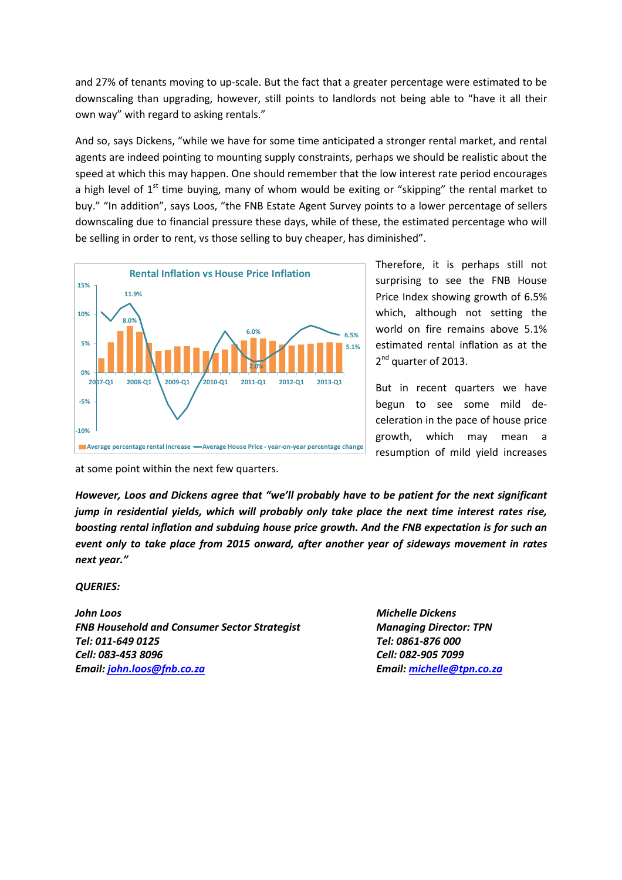and 27% of tenants moving to up-scale. But the fact that a greater percentage were estimated to be downscaling than upgrading, however, still points to landlords not being able to "have it all their own way" with regard to asking rentals."

And so, says Dickens, "while we have for some time anticipated a stronger rental market, and rental agents are indeed pointing to mounting supply constraints, perhaps we should be realistic about the speed at which this may happen. One should remember that the low interest rate period encourages a high level of 1st time buying, many of whom would be exiting or "skipping" the rental market to buy." "In addition", says Loos, "the FNB Estate Agent Survey points to a lower percentage of sellers downscaling due to financial pressure these days, while of these, the estimated percentage who will be selling in order to rent, vs those selling to buy cheaper, has diminished".

**Rental Inflation vs House Price Inflation**

Therefore, it is perhaps still not surprising to see the FNB House Price Index showing growth of 6.5% which, although not setting the world on fire remains above 5.1% estimated rental inflation as at the 2nd quarter of 2013.

But in recent quarters we have begun to see some mild de-celeration in the pace of house price growth, which may mean a resumption of mild yield increases at some point within the next few quarters.

***However, Loos and Dickens agree that "we'll probably have to be patient for the next significant jump in residential yields, which will probably only take place the next time interest rates rise, boosting rental inflation and subduing house price growth. And the FNB expectation is for such an event only to take place from 2015 onward, after another year of sideways movement in rates next year."***

***QUERIES:***

***John Loos***
***FNB Household and Consumer Sector Strategist***
***Tel: 011-649 0125***
***Cell: 083-453 8096***
***Email: john.loos@fnb.co.za***

***Michelle Dickens***
***Managing Director: TPN***
***Tel: 0861-876 000***
***Cell: 082-905 7099***
***Email: michelle@tpn.co.za***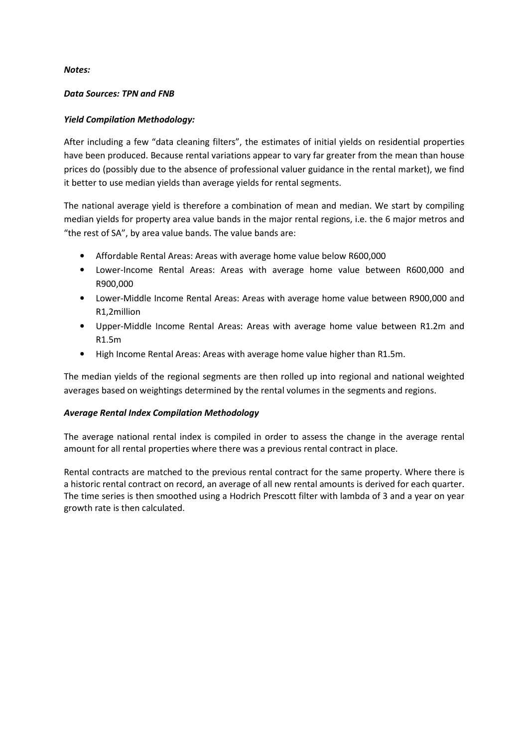***Notes:***

***Data Sources: TPN and FNB***

***Yield Compilation Methodology:***

After including a few "data cleaning filters", the estimates of initial yields on residential properties have been produced. Because rental variations appear to vary far greater from the mean than house prices do (possibly due to the absence of professional valuer guidance in the rental market), we find it better to use median yields than average yields for rental segments.

The national average yield is therefore a combination of mean and median. We start by compiling median yields for property area value bands in the major rental regions, i.e. the 6 major metros and "the rest of SA", by area value bands. The value bands are:

- Affordable Rental Areas: Areas with average home value below R600,000
- Lower-Income Rental Areas: Areas with average home value between R600,000 and R900,000
- Lower-Middle Income Rental Areas: Areas with average home value between R900,000 and R1,2million
- Upper-Middle Income Rental Areas: Areas with average home value between R1.2m and R1.5m
- High Income Rental Areas: Areas with average home value higher than R1.5m.

The median yields of the regional segments are then rolled up into regional and national weighted averages based on weightings determined by the rental volumes in the segments and regions.

***Average Rental Index Compilation Methodology***

The average national rental index is compiled in order to assess the change in the average rental amount for all rental properties where there was a previous rental contract in place.

Rental contracts are matched to the previous rental contract for the same property. Where there is a historic rental contract on record, an average of all new rental amounts is derived for each quarter. The time series is then smoothed using a Hodrich Prescott filter with lambda of 3 and a year on year growth rate is then calculated.